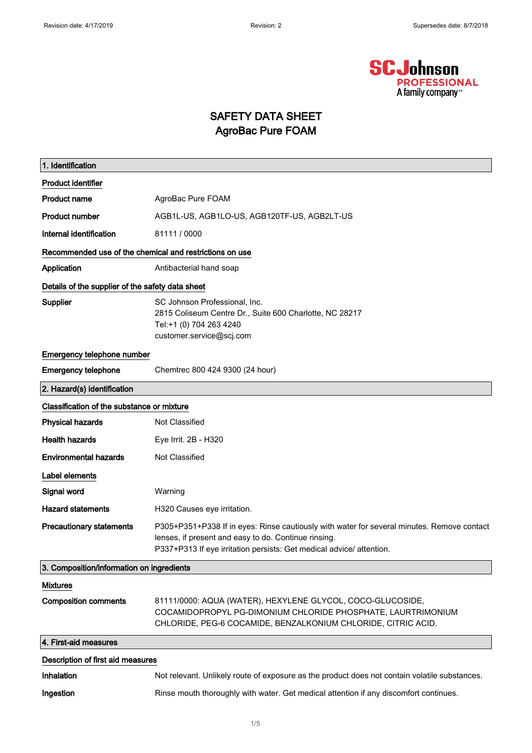# SAFETY DATA SHEET
# AgroBac Pure FOAM

## 1. Identification

**Product identifier**

| | |
|---|---|
| **Product name** | AgroBac Pure FOAM |
| **Product number** | AGB1L-US, AGB1LO-US, AGB120TF-US, AGB2LT-US |
| **Internal identification** | 81111 / 0000 |

**Recommended use of the chemical and restrictions on use**

| | |
|---|---|
| **Application** | Antibacterial hand soap |

**Details of the supplier of the safety data sheet**

| | |
|---|---|
| **Supplier** | SC Johnson Professional, Inc.<br>2815 Coliseum Centre Dr., Suite 600 Charlotte, NC 28217<br>Tel:+1 (0) 704 263 4240<br>customer.service@scj.com |

**Emergency telephone number**

| | |
|---|---|
| **Emergency telephone** | Chemtrec 800 424 9300 (24 hour) |

## 2. Hazard(s) identification

**Classification of the substance or mixture**

| | |
|---|---|
| **Physical hazards** | Not Classified |
| **Health hazards** | Eye Irrit. 2B - H320 |
| **Environmental hazards** | Not Classified |

**Label elements**

| | |
|---|---|
| **Signal word** | Warning |
| **Hazard statements** | H320 Causes eye irritation. |
| **Precautionary statements** | P305+P351+P338 If in eyes: Rinse cautiously with water for several minutes. Remove contact lenses, if present and easy to do. Continue rinsing.<br>P337+P313 If eye irritation persists: Get medical advice/ attention. |

## 3. Composition/information on ingredients

**Mixtures**

| | |
|---|---|
| **Composition comments** | 81111/0000: AQUA (WATER), HEXYLENE GLYCOL, COCO-GLUCOSIDE, COCAMIDOPROPYL PG-DIMONIUM CHLORIDE PHOSPHATE, LAURTRIMONIUM CHLORIDE, PEG-6 COCAMIDE, BENZALKONIUM CHLORIDE, CITRIC ACID. |

## 4. First-aid measures

**Description of first aid measures**

| | |
|---|---|
| **Inhalation** | Not relevant. Unlikely route of exposure as the product does not contain volatile substances. |
| **Ingestion** | Rinse mouth thoroughly with water. Get medical attention if any discomfort continues. |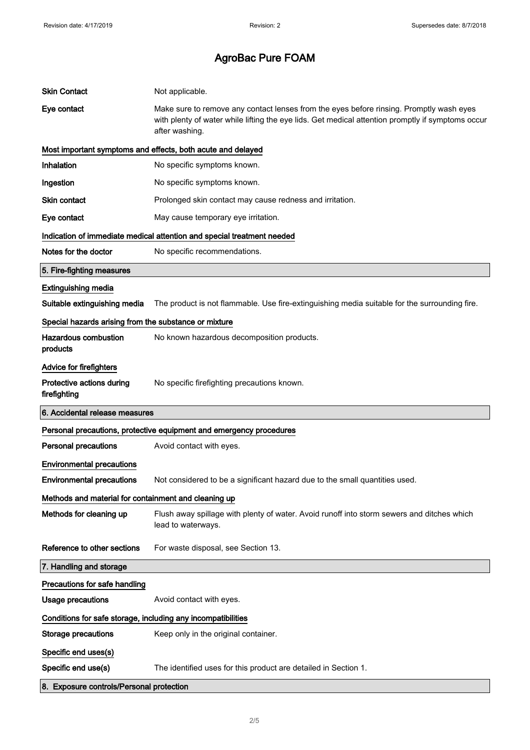# AgroBac Pure FOAM

| | |
|---|---|
| **Skin Contact** | Not applicable. |
| **Eye contact** | Make sure to remove any contact lenses from the eyes before rinsing. Promptly wash eyes with plenty of water while lifting the eye lids. Get medical attention promptly if symptoms occur after washing. |

### Most important symptoms and effects, both acute and delayed

| | |
|---|---|
| **Inhalation** | No specific symptoms known. |
| **Ingestion** | No specific symptoms known. |
| **Skin contact** | Prolonged skin contact may cause redness and irritation. |
| **Eye contact** | May cause temporary eye irritation. |

### Indication of immediate medical attention and special treatment needed

| | |
|---|---|
| **Notes for the doctor** | No specific recommendations. |

## 5. Fire-fighting measures

### Extinguishing media

| | |
|---|---|
| **Suitable extinguishing media** | The product is not flammable. Use fire-extinguishing media suitable for the surrounding fire. |

### Special hazards arising from the substance or mixture

| | |
|---|---|
| **Hazardous combustion products** | No known hazardous decomposition products. |

### Advice for firefighters

| | |
|---|---|
| **Protective actions during firefighting** | No specific firefighting precautions known. |

## 6. Accidental release measures

### Personal precautions, protective equipment and emergency procedures

| | |
|---|---|
| **Personal precautions** | Avoid contact with eyes. |

### Environmental precautions

| | |
|---|---|
| **Environmental precautions** | Not considered to be a significant hazard due to the small quantities used. |

### Methods and material for containment and cleaning up

| | |
|---|---|
| **Methods for cleaning up** | Flush away spillage with plenty of water. Avoid runoff into storm sewers and ditches which lead to waterways. |
| **Reference to other sections** | For waste disposal, see Section 13. |

## 7. Handling and storage

### Precautions for safe handling

| | |
|---|---|
| **Usage precautions** | Avoid contact with eyes. |

### Conditions for safe storage, including any incompatibilities

| | |
|---|---|
| **Storage precautions** | Keep only in the original container. |

### Specific end uses(s)

| | |
|---|---|
| **Specific end use(s)** | The identified uses for this product are detailed in Section 1. |

## 8. Exposure controls/Personal protection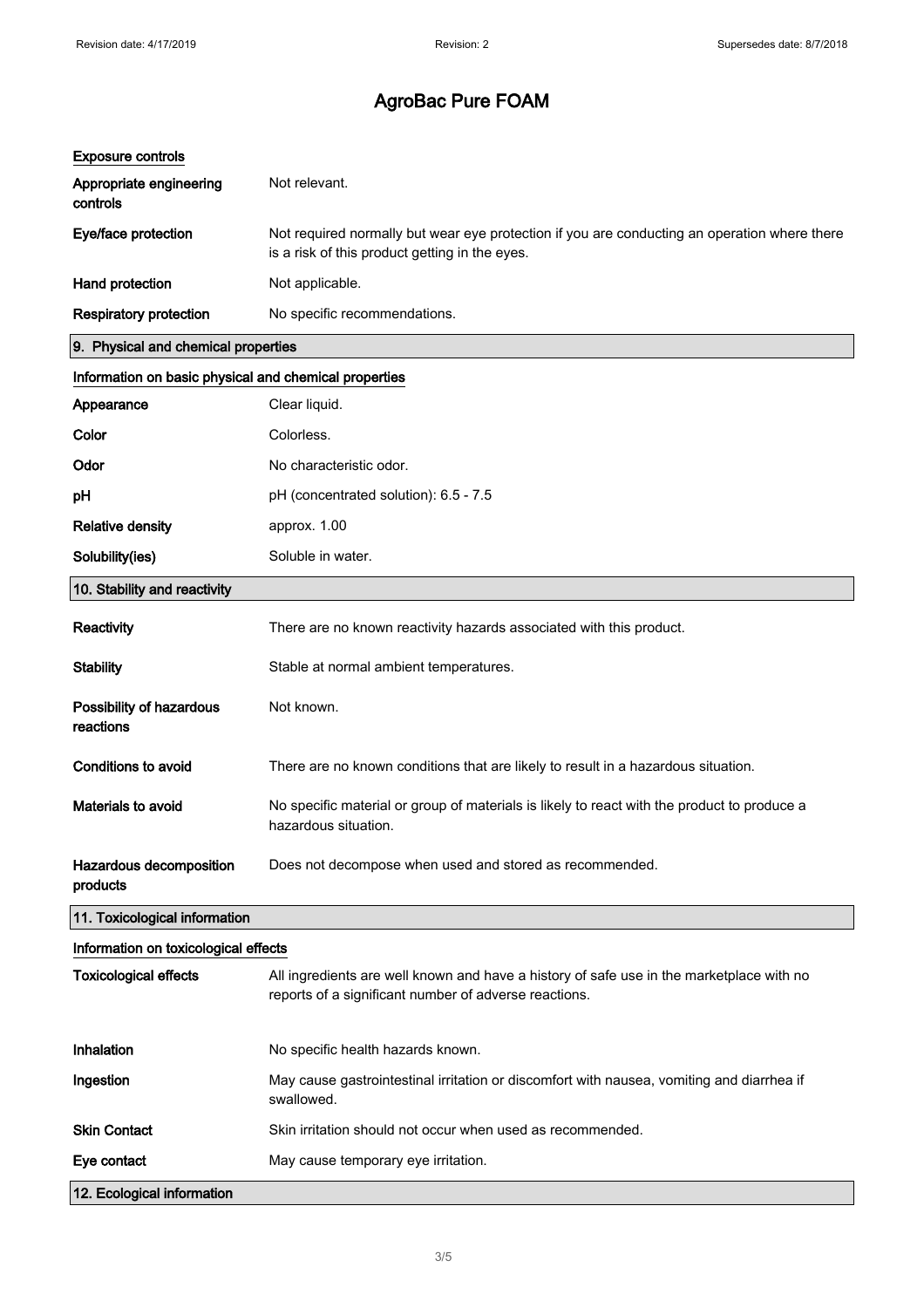# AgroBac Pure FOAM

### Exposure controls

| | |
|---|---|
| **Appropriate engineering controls** | Not relevant. |
| **Eye/face protection** | Not required normally but wear eye protection if you are conducting an operation where there is a risk of this product getting in the eyes. |
| **Hand protection** | Not applicable. |
| **Respiratory protection** | No specific recommendations. |

## 9. Physical and chemical properties

### Information on basic physical and chemical properties

| | |
|---|---|
| **Appearance** | Clear liquid. |
| **Color** | Colorless. |
| **Odor** | No characteristic odor. |
| **pH** | pH (concentrated solution): 6.5 - 7.5 |
| **Relative density** | approx. 1.00 |
| **Solubility(ies)** | Soluble in water. |

## 10. Stability and reactivity

| | |
|---|---|
| **Reactivity** | There are no known reactivity hazards associated with this product. |
| **Stability** | Stable at normal ambient temperatures. |
| **Possibility of hazardous reactions** | Not known. |
| **Conditions to avoid** | There are no known conditions that are likely to result in a hazardous situation. |
| **Materials to avoid** | No specific material or group of materials is likely to react with the product to produce a hazardous situation. |
| **Hazardous decomposition products** | Does not decompose when used and stored as recommended. |

## 11. Toxicological information

### Information on toxicological effects

| | |
|---|---|
| **Toxicological effects** | All ingredients are well known and have a history of safe use in the marketplace with no reports of a significant number of adverse reactions. |
| **Inhalation** | No specific health hazards known. |
| **Ingestion** | May cause gastrointestinal irritation or discomfort with nausea, vomiting and diarrhea if swallowed. |
| **Skin Contact** | Skin irritation should not occur when used as recommended. |
| **Eye contact** | May cause temporary eye irritation. |

## 12. Ecological information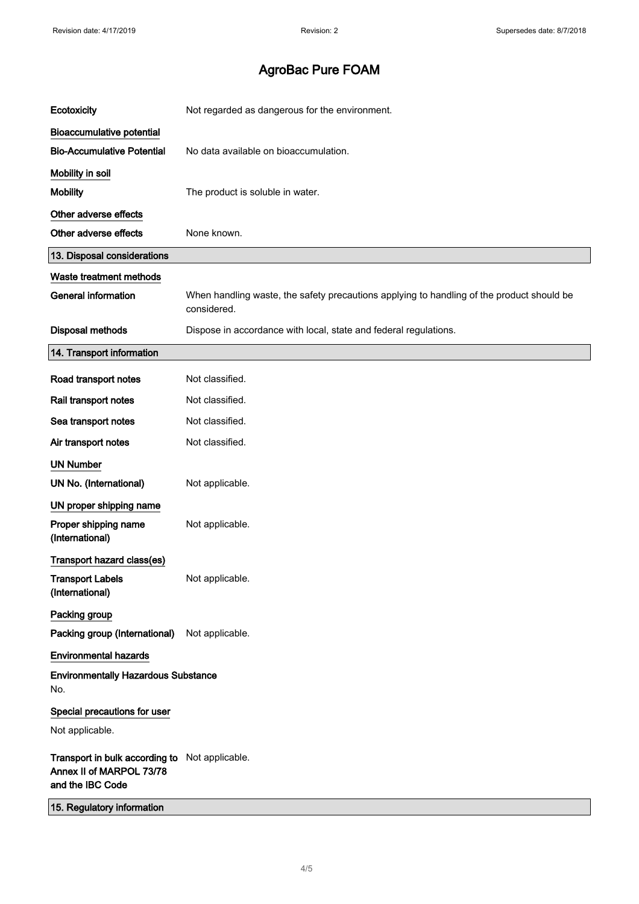# AgroBac Pure FOAM

**Ecotoxicity** Not regarded as dangerous for the environment.

**Bioaccumulative potential**

**Bio-Accumulative Potential** No data available on bioaccumulation.

**Mobility in soil**

**Mobility** The product is soluble in water.

**Other adverse effects**

**Other adverse effects** None known.

## 13. Disposal considerations

**Waste treatment methods**

**General information** When handling waste, the safety precautions applying to handling of the product should be considered.

**Disposal methods** Dispose in accordance with local, state and federal regulations.

## 14. Transport information

**Road transport notes** Not classified.

**Rail transport notes** Not classified.

**Sea transport notes** Not classified.

**Air transport notes** Not classified.

**UN Number**

**UN No. (International)** Not applicable.

**UN proper shipping name**

**Proper shipping name (International)** Not applicable.

**Transport hazard class(es)**

**Transport Labels (International)** Not applicable.

**Packing group**

**Packing group (International)** Not applicable.

**Environmental hazards**

**Environmentally Hazardous Substance**
No.

**Special precautions for user**

Not applicable.

**Transport in bulk according to Annex II of MARPOL 73/78 and the IBC Code** Not applicable.

## 15. Regulatory information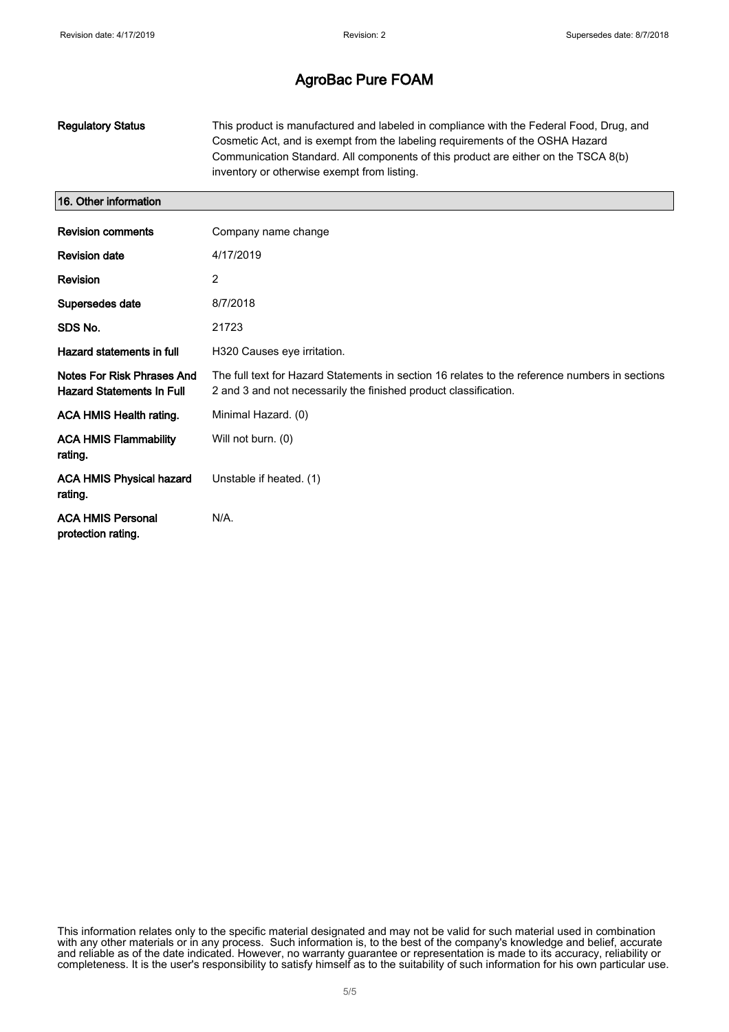# AgroBac Pure FOAM

| | |
|---|---|
| **Regulatory Status** | This product is manufactured and labeled in compliance with the Federal Food, Drug, and Cosmetic Act, and is exempt from the labeling requirements of the OSHA Hazard Communication Standard. All components of this product are either on the TSCA 8(b) inventory or otherwise exempt from listing. |

## 16. Other information

| | |
|---|---|
| **Revision comments** | Company name change |
| **Revision date** | 4/17/2019 |
| **Revision** | 2 |
| **Supersedes date** | 8/7/2018 |
| **SDS No.** | 21723 |
| **Hazard statements in full** | H320 Causes eye irritation. |
| **Notes For Risk Phrases And Hazard Statements In Full** | The full text for Hazard Statements in section 16 relates to the reference numbers in sections 2 and 3 and not necessarily the finished product classification. |
| **ACA HMIS Health rating.** | Minimal Hazard. (0) |
| **ACA HMIS Flammability rating.** | Will not burn. (0) |
| **ACA HMIS Physical hazard rating.** | Unstable if heated. (1) |
| **ACA HMIS Personal protection rating.** | N/A. |

This information relates only to the specific material designated and may not be valid for such material used in combination with any other materials or in any process. Such information is, to the best of the company's knowledge and belief, accurate and reliable as of the date indicated. However, no warranty guarantee or representation is made to its accuracy, reliability or completeness. It is the user's responsibility to satisfy himself as to the suitability of such information for his own particular use.